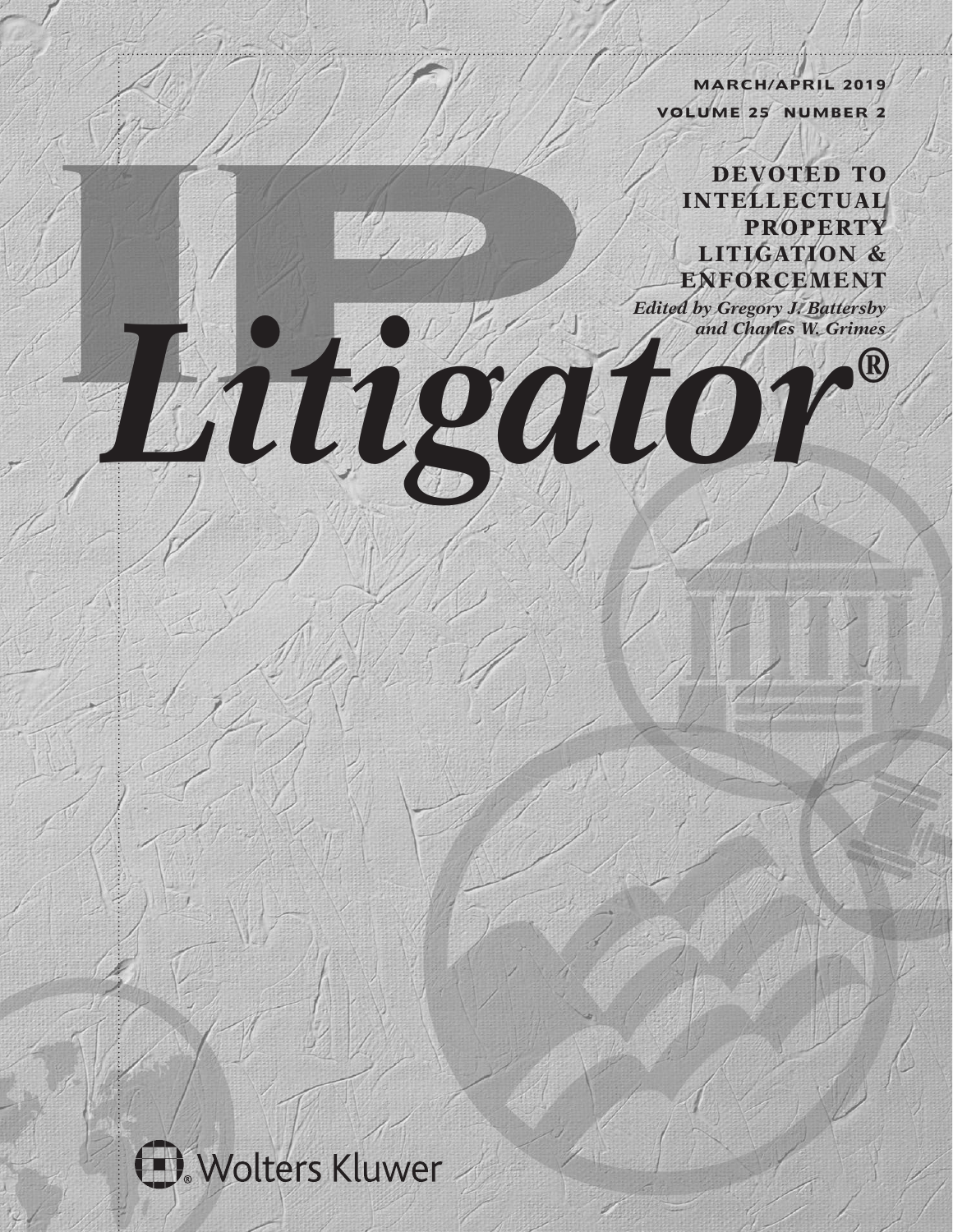MARCH/APRIL 2019

VOLUME 25 NUMBER 2

# IP *Litigator*®

**DEVOTED TO INTELLECTUAL PROPERTY LITIGATION & ENFORCEMENT**

*Edited by Gregory J. Battersby and Charles W. Grimes*

Wolters Kluwer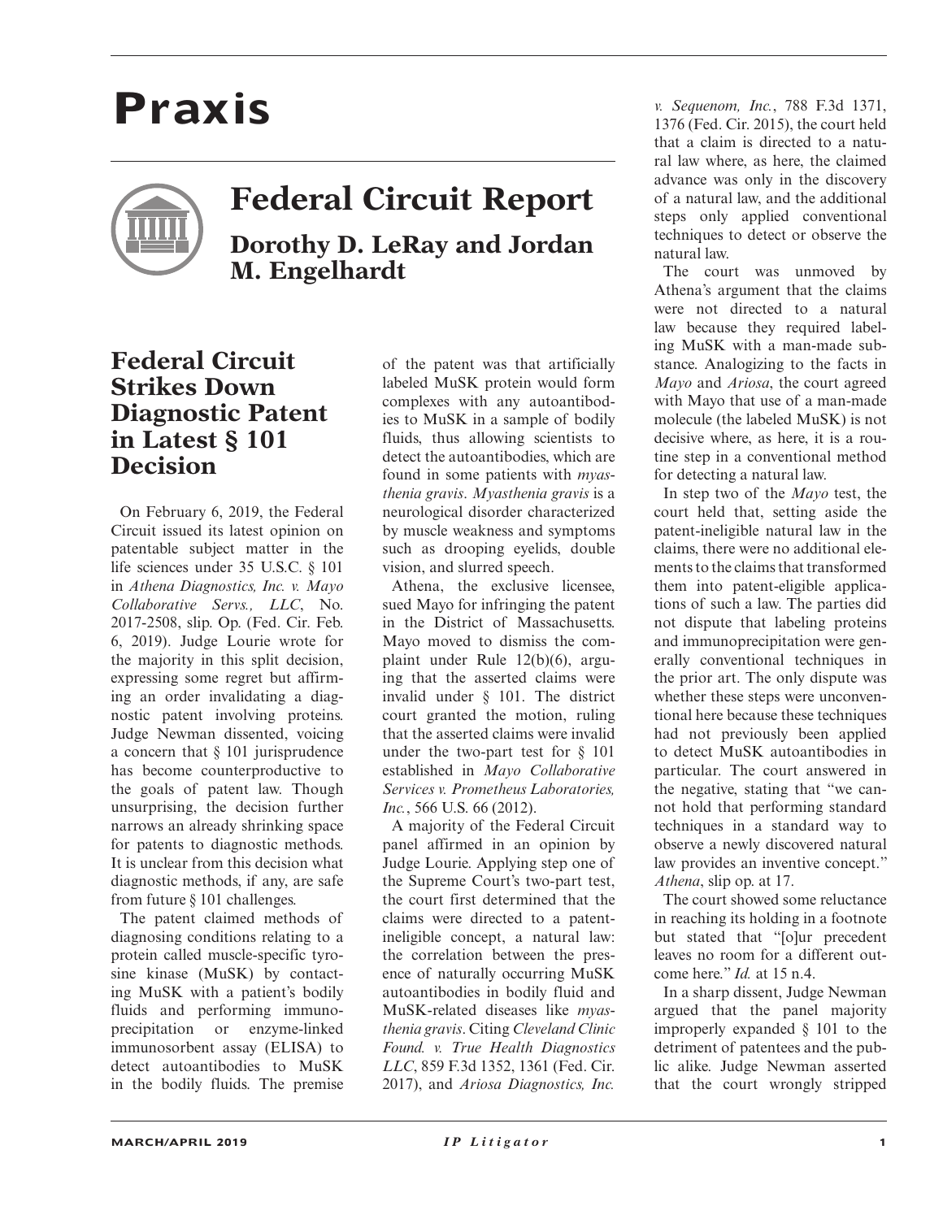# Praxis

## Federal Circuit Report

**Dorothy D. LeRay and Jordan M. Engelhardt**

### Federal Circuit Strikes Down Diagnostic Patent in Latest § 101 Decision

On February 6, 2019, the Federal Circuit issued its latest opinion on patentable subject matter in the life sciences under 35 U.S.C. § 101 in *Athena Diagnostics, Inc. v. Mayo Collaborative Servs., LLC*, No. 2017-2508, slip. Op. (Fed. Cir. Feb. 6, 2019). Judge Lourie wrote for the majority in this split decision, expressing some regret but affirming an order invalidating a diagnostic patent involving proteins. Judge Newman dissented, voicing a concern that § 101 jurisprudence has become counterproductive to the goals of patent law. Though unsurprising, the decision further narrows an already shrinking space for patents to diagnostic methods. It is unclear from this decision what diagnostic methods, if any, are safe from future § 101 challenges.

The patent claimed methods of diagnosing conditions relating to a protein called muscle-specific tyrosine kinase (MuSK) by contacting MuSK with a patient's bodily fluids and performing immunoprecipitation or enzyme-linked immunosorbent assay (ELISA) to detect autoantibodies to MuSK in the bodily fluids. The premise of the patent was that artificially labeled MuSK protein would form complexes with any autoantibodies to MuSK in a sample of bodily fluids, thus allowing scientists to detect the autoantibodies, which are found in some patients with *myasthenia gravis*. *Myasthenia gravis* is a neurological disorder characterized by muscle weakness and symptoms such as drooping eyelids, double vision, and slurred speech.

Athena, the exclusive licensee, sued Mayo for infringing the patent in the District of Massachusetts. Mayo moved to dismiss the complaint under Rule 12(b)(6), arguing that the asserted claims were invalid under § 101. The district court granted the motion, ruling that the asserted claims were invalid under the two-part test for § 101 established in *Mayo Collaborative Services v. Prometheus Laboratories, Inc.*, 566 U.S. 66 (2012).

A majority of the Federal Circuit panel affirmed in an opinion by Judge Lourie. Applying step one of the Supreme Court's two-part test, the court first determined that the claims were directed to a patent-ineligible concept, a natural law: the correlation between the presence of naturally occurring MuSK autoantibodies in bodily fluid and MuSK-related diseases like *myasthenia gravis*. Citing *Cleveland Clinic Found. v. True Health Diagnostics LLC*, 859 F.3d 1352, 1361 (Fed. Cir. 2017), and *Ariosa Diagnostics, Inc. v. Sequenom, Inc.*, 788 F.3d 1371, 1376 (Fed. Cir. 2015), the court held that a claim is directed to a natural law where, as here, the claimed advance was only in the discovery of a natural law, and the additional steps only applied conventional techniques to detect or observe the natural law.

The court was unmoved by Athena's argument that the claims were not directed to a natural law because they required labeling MuSK with a man-made substance. Analogizing to the facts in *Mayo* and *Ariosa*, the court agreed with Mayo that use of a man-made molecule (the labeled MuSK) is not decisive where, as here, it is a routine step in a conventional method for detecting a natural law.

In step two of the *Mayo* test, the court held that, setting aside the patent-ineligible natural law in the claims, there were no additional elements to the claims that transformed them into patent-eligible applications of such a law. The parties did not dispute that labeling proteins and immunoprecipitation were generally conventional techniques in the prior art. The only dispute was whether these steps were unconventional here because these techniques had not previously been applied to detect MuSK autoantibodies in particular. The court answered in the negative, stating that "we cannot hold that performing standard techniques in a standard way to observe a newly discovered natural law provides an inventive concept." *Athena*, slip op. at 17.

The court showed some reluctance in reaching its holding in a footnote but stated that "[o]ur precedent leaves no room for a different outcome here." *Id.* at 15 n.4.

In a sharp dissent, Judge Newman argued that the panel majority improperly expanded § 101 to the detriment of patentees and the public alike. Judge Newman asserted that the court wrongly stripped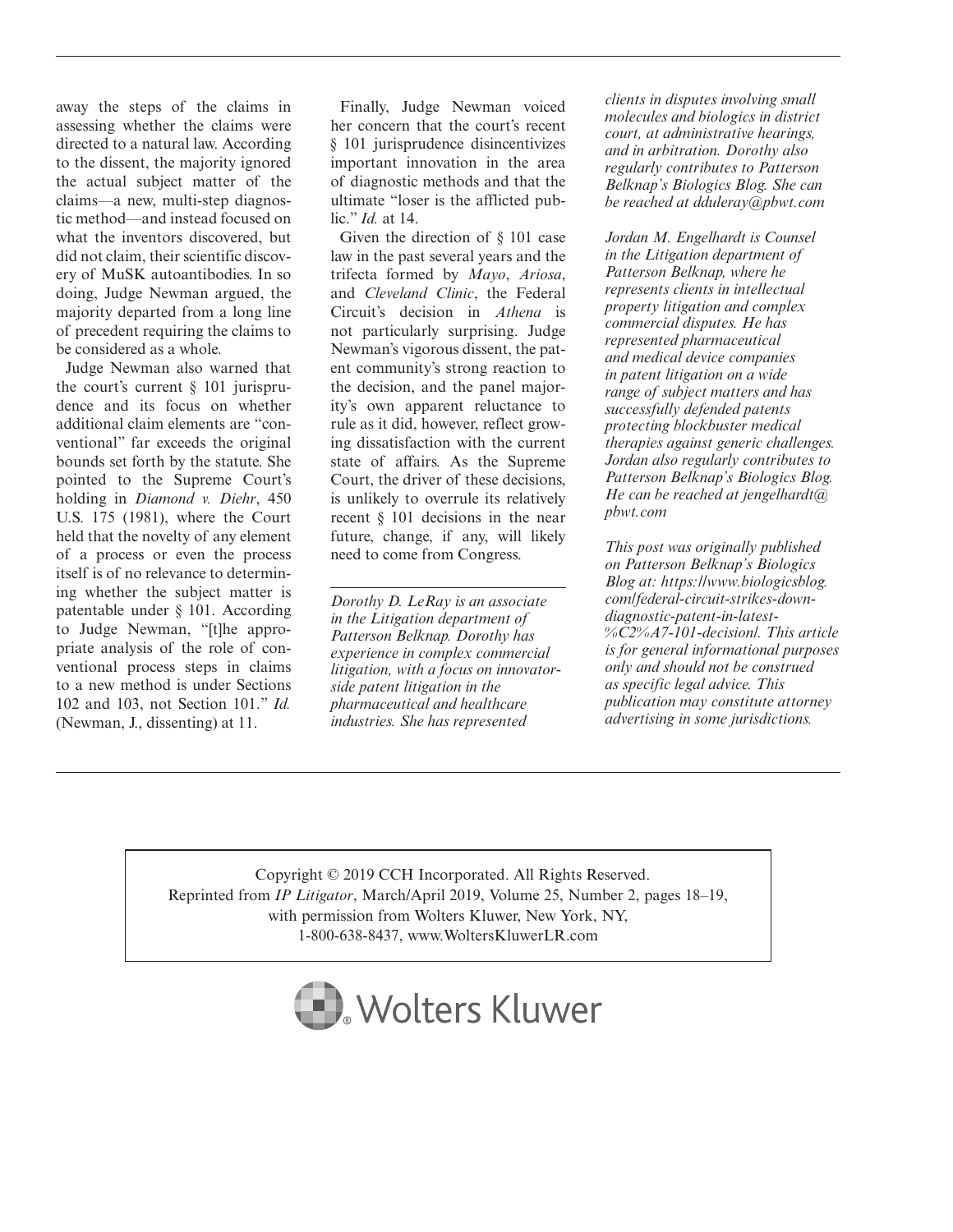away the steps of the claims in assessing whether the claims were directed to a natural law. According to the dissent, the majority ignored the actual subject matter of the claims—a new, multi-step diagnostic method—and instead focused on what the inventors discovered, but did not claim, their scientific discovery of MuSK autoantibodies. In so doing, Judge Newman argued, the majority departed from a long line of precedent requiring the claims to be considered as a whole.

Judge Newman also warned that the court's current § 101 jurisprudence and its focus on whether additional claim elements are "conventional" far exceeds the original bounds set forth by the statute. She pointed to the Supreme Court's holding in *Diamond v. Diehr*, 450 U.S. 175 (1981), where the Court held that the novelty of any element of a process or even the process itself is of no relevance to determining whether the subject matter is patentable under § 101. According to Judge Newman, "[t]he appropriate analysis of the role of conventional process steps in claims to a new method is under Sections 102 and 103, not Section 101." *Id.* (Newman, J., dissenting) at 11.

Finally, Judge Newman voiced her concern that the court's recent § 101 jurisprudence disincentivizes important innovation in the area of diagnostic methods and that the ultimate "loser is the afflicted public." *Id.* at 14.

Given the direction of § 101 case law in the past several years and the trifecta formed by *Mayo*, *Ariosa*, and *Cleveland Clinic*, the Federal Circuit's decision in *Athena* is not particularly surprising. Judge Newman's vigorous dissent, the patent community's strong reaction to the decision, and the panel majority's own apparent reluctance to rule as it did, however, reflect growing dissatisfaction with the current state of affairs. As the Supreme Court, the driver of these decisions, is unlikely to overrule its relatively recent § 101 decisions in the near future, change, if any, will likely need to come from Congress.

---

*Dorothy D. LeRay is an associate in the Litigation department of Patterson Belknap. Dorothy has experience in complex commercial litigation, with a focus on innovator-side patent litigation in the pharmaceutical and healthcare industries. She has represented clients in disputes involving small molecules and biologics in district court, at administrative hearings, and in arbitration. Dorothy also regularly contributes to Patterson Belknap's Biologics Blog. She can be reached at dduleray@pbwt.com*

*Jordan M. Engelhardt is Counsel in the Litigation department of Patterson Belknap, where he represents clients in intellectual property litigation and complex commercial disputes. He has represented pharmaceutical and medical device companies in patent litigation on a wide range of subject matters and has successfully defended patents protecting blockbuster medical therapies against generic challenges. Jordan also regularly contributes to Patterson Belknap's Biologics Blog. He can be reached at jengelhardt@pbwt.com*

*This post was originally published on Patterson Belknap's Biologics Blog at: https://www.biologicsblog.com/federal-circuit-strikes-down-diagnostic-patent-in-latest-%C2%A7-101-decision/. This article is for general informational purposes only and should not be construed as specific legal advice. This publication may constitute attorney advertising in some jurisdictions.*

---

Copyright © 2019 CCH Incorporated. All Rights Reserved.
Reprinted from *IP Litigator*, March/April 2019, Volume 25, Number 2, pages 18–19, with permission from Wolters Kluwer, New York, NY, 1-800-638-8437, www.WoltersKluwerLR.com

Wolters Kluwer